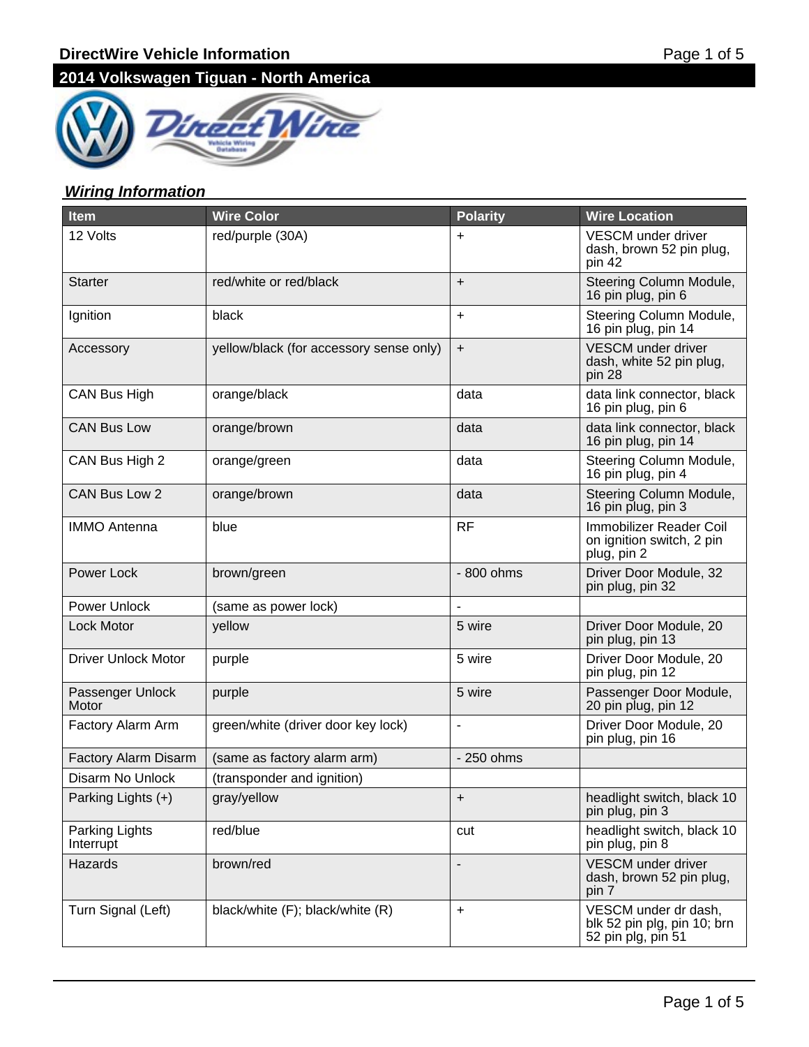## DirectWire Vehicle Information

# 2014 Volkswagen Tiguan - North America

### ***Wiring Information***

| Item | Wire Color | Polarity | Wire Location |
|---|---|---|---|
| 12 Volts | red/purple (30A) | + | VESCM under driver dash, brown 52 pin plug, pin 42 |
| Starter | red/white or red/black | + | Steering Column Module, 16 pin plug, pin 6 |
| Ignition | black | + | Steering Column Module, 16 pin plug, pin 14 |
| Accessory | yellow/black (for accessory sense only) | + | VESCM under driver dash, white 52 pin plug, pin 28 |
| CAN Bus High | orange/black | data | data link connector, black 16 pin plug, pin 6 |
| CAN Bus Low | orange/brown | data | data link connector, black 16 pin plug, pin 14 |
| CAN Bus High 2 | orange/green | data | Steering Column Module, 16 pin plug, pin 4 |
| CAN Bus Low 2 | orange/brown | data | Steering Column Module, 16 pin plug, pin 3 |
| IMMO Antenna | blue | RF | Immobilizer Reader Coil on ignition switch, 2 pin plug, pin 2 |
| Power Lock | brown/green | - 800 ohms | Driver Door Module, 32 pin plug, pin 32 |
| Power Unlock | (same as power lock) | - | |
| Lock Motor | yellow | 5 wire | Driver Door Module, 20 pin plug, pin 13 |
| Driver Unlock Motor | purple | 5 wire | Driver Door Module, 20 pin plug, pin 12 |
| Passenger Unlock Motor | purple | 5 wire | Passenger Door Module, 20 pin plug, pin 12 |
| Factory Alarm Arm | green/white (driver door key lock) | - | Driver Door Module, 20 pin plug, pin 16 |
| Factory Alarm Disarm | (same as factory alarm arm) | - 250 ohms | |
| Disarm No Unlock | (transponder and ignition) | | |
| Parking Lights (+) | gray/yellow | + | headlight switch, black 10 pin plug, pin 3 |
| Parking Lights Interrupt | red/blue | cut | headlight switch, black 10 pin plug, pin 8 |
| Hazards | brown/red | - | VESCM under driver dash, brown 52 pin plug, pin 7 |
| Turn Signal (Left) | black/white (F); black/white (R) | + | VESCM under dr dash, blk 52 pin plg, pin 10; brn 52 pin plg, pin 51 |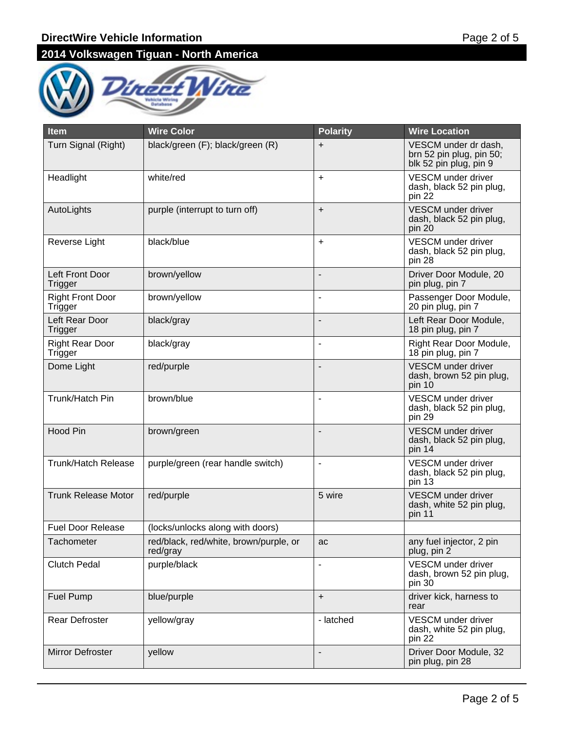## DirectWire Vehicle Information

## 2014 Volkswagen Tiguan - North America

| Item | Wire Color | Polarity | Wire Location |
|---|---|---|---|
| Turn Signal (Right) | black/green (F); black/green (R) | + | VESCM under dr dash, brn 52 pin plug, pin 50; blk 52 pin plug, pin 9 |
| Headlight | white/red | + | VESCM under driver dash, black 52 pin plug, pin 22 |
| AutoLights | purple (interrupt to turn off) | + | VESCM under driver dash, black 52 pin plug, pin 20 |
| Reverse Light | black/blue | + | VESCM under driver dash, black 52 pin plug, pin 28 |
| Left Front Door Trigger | brown/yellow | - | Driver Door Module, 20 pin plug, pin 7 |
| Right Front Door Trigger | brown/yellow | - | Passenger Door Module, 20 pin plug, pin 7 |
| Left Rear Door Trigger | black/gray | - | Left Rear Door Module, 18 pin plug, pin 7 |
| Right Rear Door Trigger | black/gray | - | Right Rear Door Module, 18 pin plug, pin 7 |
| Dome Light | red/purple | - | VESCM under driver dash, brown 52 pin plug, pin 10 |
| Trunk/Hatch Pin | brown/blue | - | VESCM under driver dash, black 52 pin plug, pin 29 |
| Hood Pin | brown/green | - | VESCM under driver dash, black 52 pin plug, pin 14 |
| Trunk/Hatch Release | purple/green (rear handle switch) | - | VESCM under driver dash, black 52 pin plug, pin 13 |
| Trunk Release Motor | red/purple | 5 wire | VESCM under driver dash, white 52 pin plug, pin 11 |
| Fuel Door Release | (locks/unlocks along with doors) | | |
| Tachometer | red/black, red/white, brown/purple, or red/gray | ac | any fuel injector, 2 pin plug, pin 2 |
| Clutch Pedal | purple/black | - | VESCM under driver dash, brown 52 pin plug, pin 30 |
| Fuel Pump | blue/purple | + | driver kick, harness to rear |
| Rear Defroster | yellow/gray | - latched | VESCM under driver dash, white 52 pin plug, pin 22 |
| Mirror Defroster | yellow | - | Driver Door Module, 32 pin plug, pin 28 |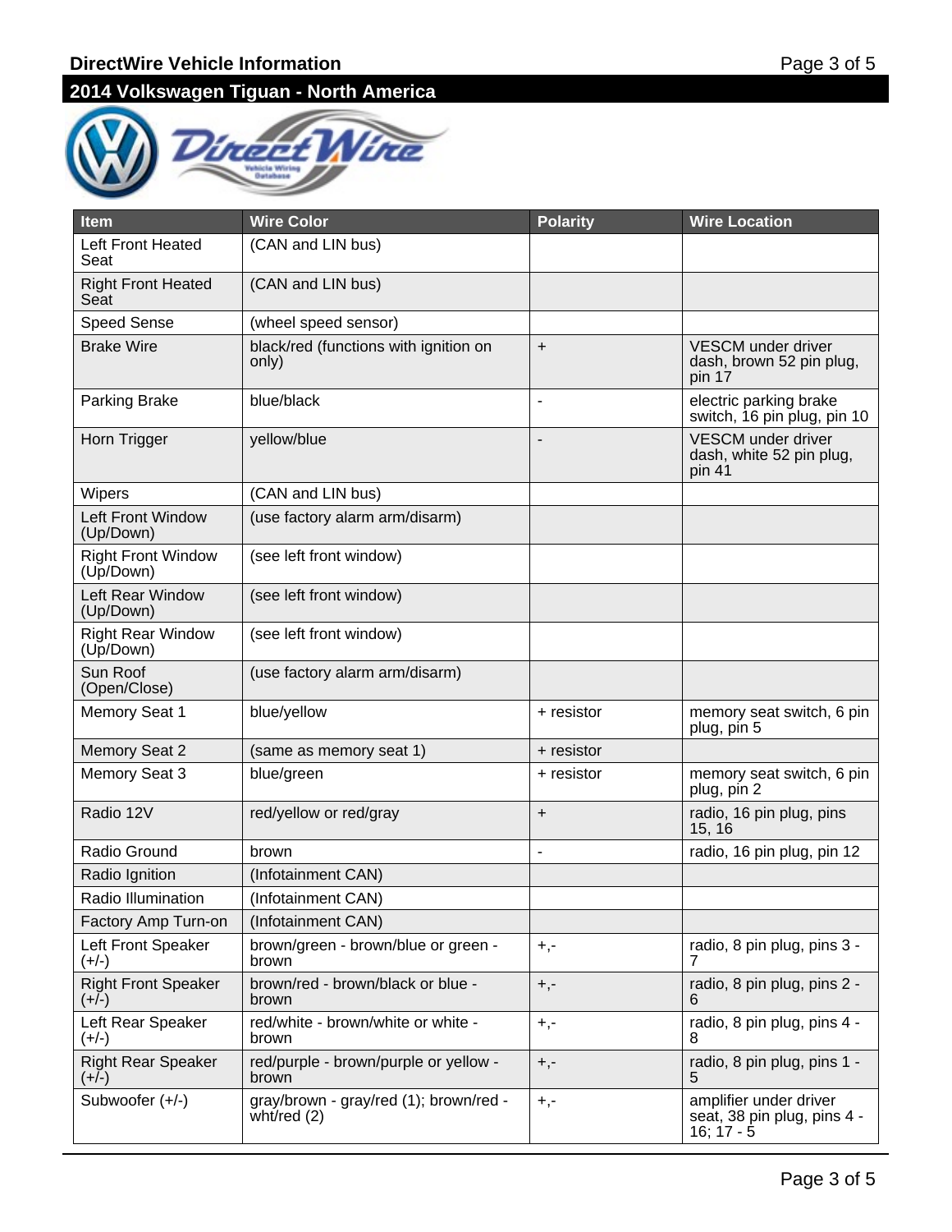## 2014 Volkswagen Tiguan - North America

| Item | Wire Color | Polarity | Wire Location |
| --- | --- | --- | --- |
| Left Front Heated Seat | (CAN and LIN bus) | | |
| Right Front Heated Seat | (CAN and LIN bus) | | |
| Speed Sense | (wheel speed sensor) | | |
| Brake Wire | black/red (functions with ignition on only) | + | VESCM under driver dash, brown 52 pin plug, pin 17 |
| Parking Brake | blue/black | - | electric parking brake switch, 16 pin plug, pin 10 |
| Horn Trigger | yellow/blue | - | VESCM under driver dash, white 52 pin plug, pin 41 |
| Wipers | (CAN and LIN bus) | | |
| Left Front Window (Up/Down) | (use factory alarm arm/disarm) | | |
| Right Front Window (Up/Down) | (see left front window) | | |
| Left Rear Window (Up/Down) | (see left front window) | | |
| Right Rear Window (Up/Down) | (see left front window) | | |
| Sun Roof (Open/Close) | (use factory alarm arm/disarm) | | |
| Memory Seat 1 | blue/yellow | + resistor | memory seat switch, 6 pin plug, pin 5 |
| Memory Seat 2 | (same as memory seat 1) | + resistor | |
| Memory Seat 3 | blue/green | + resistor | memory seat switch, 6 pin plug, pin 2 |
| Radio 12V | red/yellow or red/gray | + | radio, 16 pin plug, pins 15, 16 |
| Radio Ground | brown | - | radio, 16 pin plug, pin 12 |
| Radio Ignition | (Infotainment CAN) | | |
| Radio Illumination | (Infotainment CAN) | | |
| Factory Amp Turn-on | (Infotainment CAN) | | |
| Left Front Speaker (+/-) | brown/green - brown/blue or green - brown | +,- | radio, 8 pin plug, pins 3 - 7 |
| Right Front Speaker (+/-) | brown/red - brown/black or blue - brown | +,- | radio, 8 pin plug, pins 2 - 6 |
| Left Rear Speaker (+/-) | red/white - brown/white or white - brown | +,- | radio, 8 pin plug, pins 4 - 8 |
| Right Rear Speaker (+/-) | red/purple - brown/purple or yellow - brown | +,- | radio, 8 pin plug, pins 1 - 5 |
| Subwoofer (+/-) | gray/brown - gray/red (1); brown/red - wht/red (2) | +,- | amplifier under driver seat, 38 pin plug, pins 4 - 16; 17 - 5 |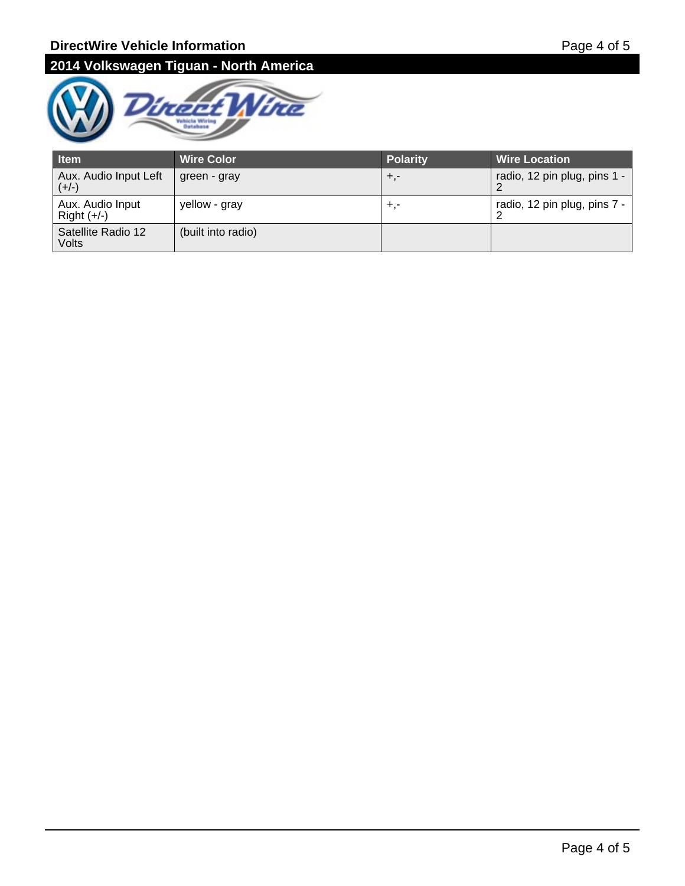| Item | Wire Color | Polarity | Wire Location |
|---|---|---|---|
| Aux. Audio Input Left (+/-) | green - gray | +,- | radio, 12 pin plug, pins 1 - 2 |
| Aux. Audio Input Right (+/-) | yellow - gray | +,- | radio, 12 pin plug, pins 7 - 2 |
| Satellite Radio 12 Volts | (built into radio) | | |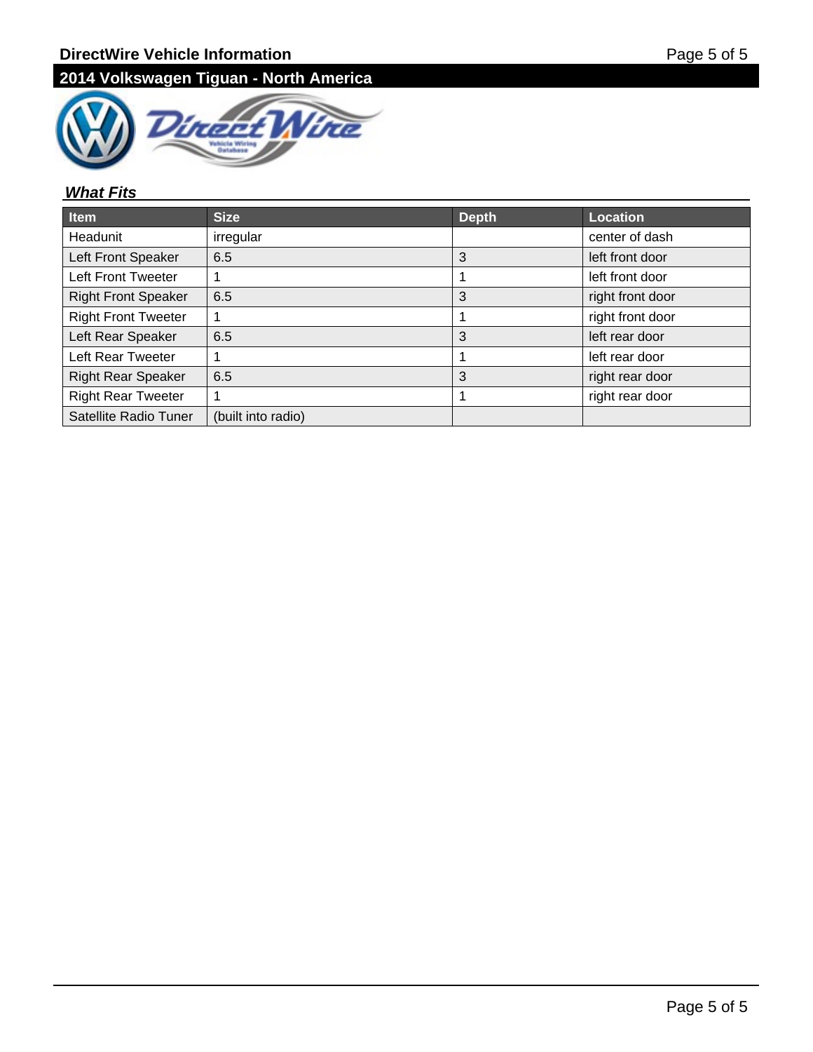## What Fits

| Item | Size | Depth | Location |
|---|---|---|---|
| Headunit | irregular | | center of dash |
| Left Front Speaker | 6.5 | 3 | left front door |
| Left Front Tweeter | 1 | 1 | left front door |
| Right Front Speaker | 6.5 | 3 | right front door |
| Right Front Tweeter | 1 | 1 | right front door |
| Left Rear Speaker | 6.5 | 3 | left rear door |
| Left Rear Tweeter | 1 | 1 | left rear door |
| Right Rear Speaker | 6.5 | 3 | right rear door |
| Right Rear Tweeter | 1 | 1 | right rear door |
| Satellite Radio Tuner | (built into radio) | | |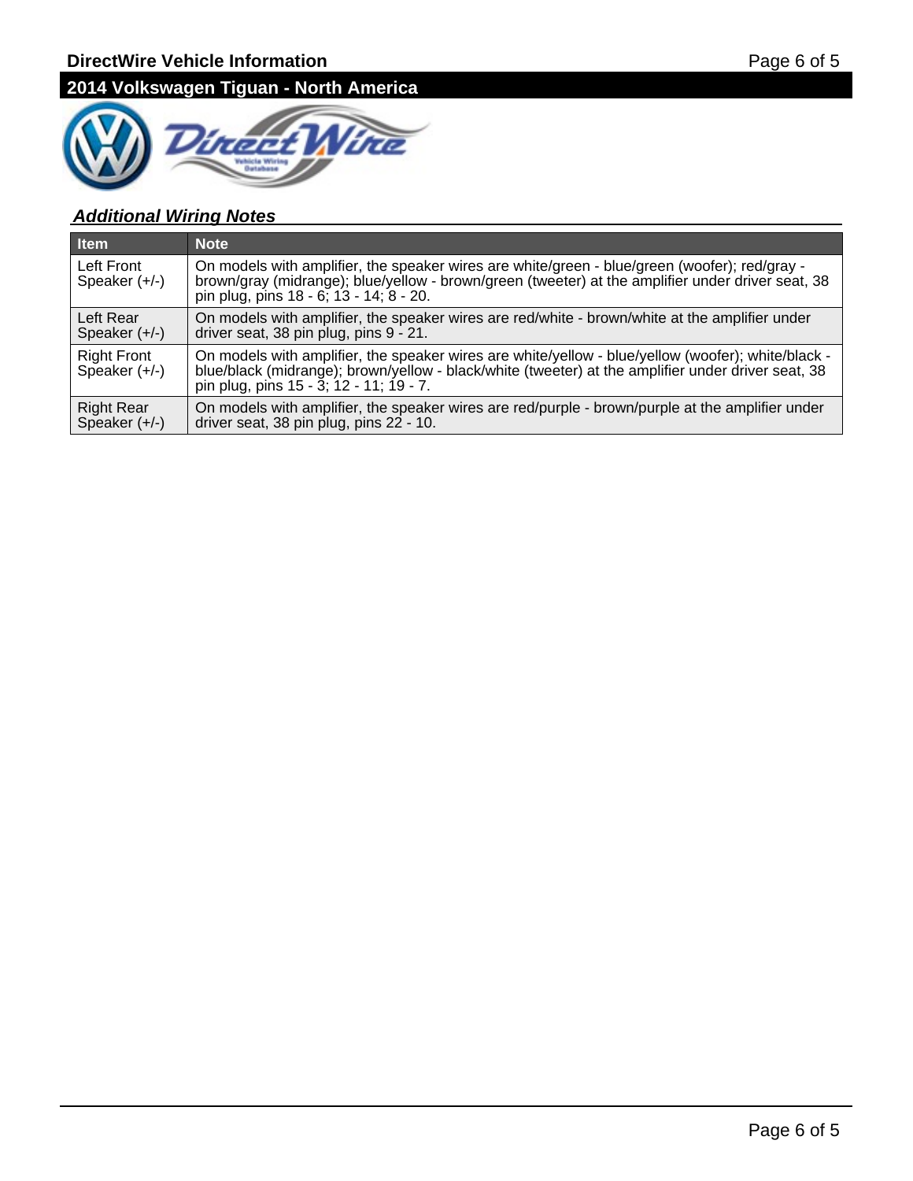## 2014 Volkswagen Tiguan - North America

### *Additional Wiring Notes*

| Item | Note |
|---|---|
| Left Front Speaker (+/-) | On models with amplifier, the speaker wires are white/green - blue/green (woofer); red/gray - brown/gray (midrange); blue/yellow - brown/green (tweeter) at the amplifier under driver seat, 38 pin plug, pins 18 - 6; 13 - 14; 8 - 20. |
| Left Rear Speaker (+/-) | On models with amplifier, the speaker wires are red/white - brown/white at the amplifier under driver seat, 38 pin plug, pins 9 - 21. |
| Right Front Speaker (+/-) | On models with amplifier, the speaker wires are white/yellow - blue/yellow (woofer); white/black - blue/black (midrange); brown/yellow - black/white (tweeter) at the amplifier under driver seat, 38 pin plug, pins 15 - 3; 12 - 11; 19 - 7. |
| Right Rear Speaker (+/-) | On models with amplifier, the speaker wires are red/purple - brown/purple at the amplifier under driver seat, 38 pin plug, pins 22 - 10. |